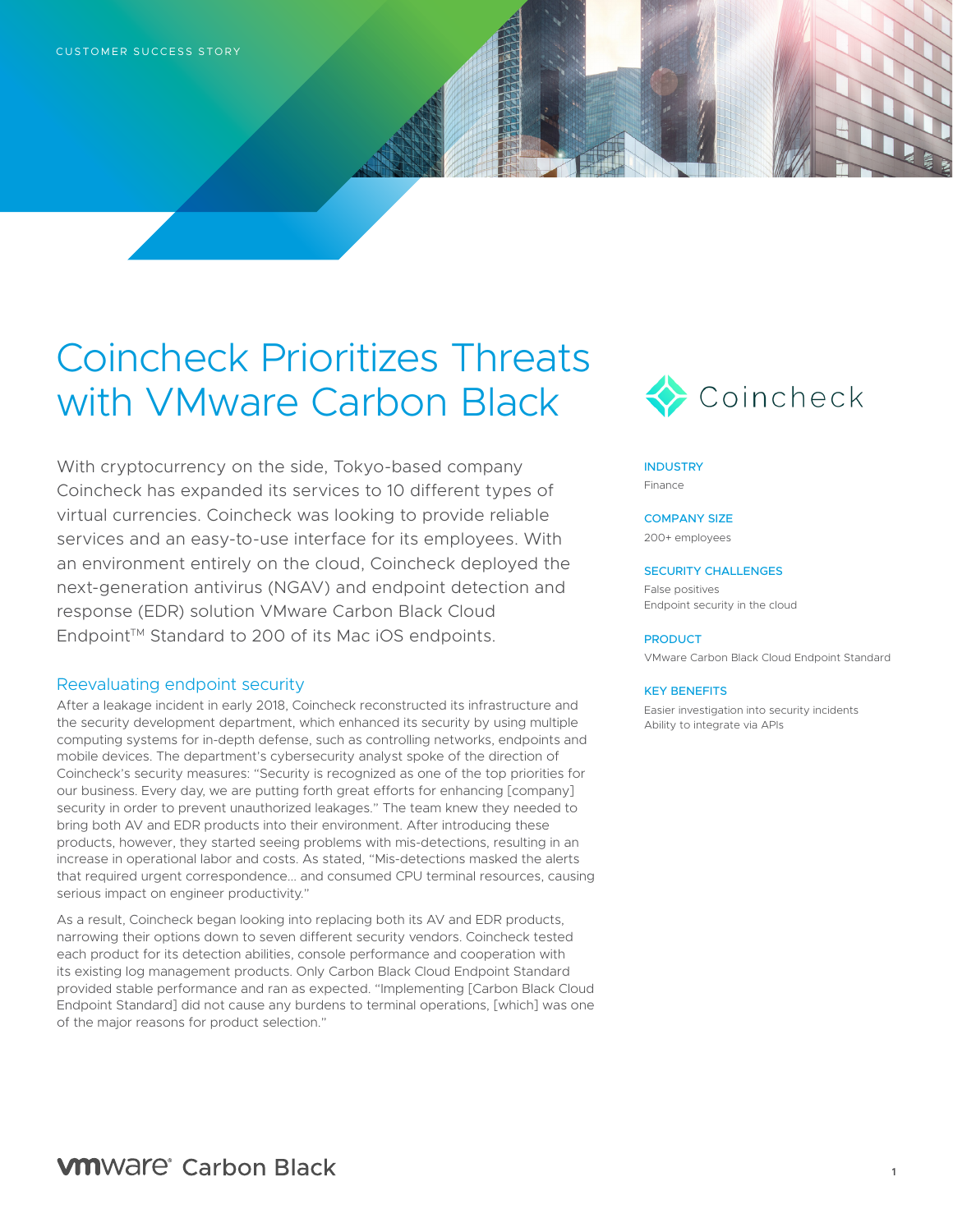CUSTOMER SUCCESS STORY

# Coincheck Prioritizes Threats with VMware Carbon Black

With cryptocurrency on the side, Tokyo-based company Coincheck has expanded its services to 10 different types of virtual currencies. Coincheck was looking to provide reliable services and an easy-to-use interface for its employees. With an environment entirely on the cloud, Coincheck deployed the next-generation antivirus (NGAV) and endpoint detection and response (EDR) solution VMware Carbon Black Cloud Endpoint™ Standard to 200 of its Mac iOS endpoints.

**INDUSTRY**
Finance

**COMPANY SIZE**
200+ employees

**SECURITY CHALLENGES**
False positives
Endpoint security in the cloud

**PRODUCT**
VMware Carbon Black Cloud Endpoint Standard

**KEY BENEFITS**
Easier investigation into security incidents
Ability to integrate via APIs

## Reevaluating endpoint security

After a leakage incident in early 2018, Coincheck reconstructed its infrastructure and the security development department, which enhanced its security by using multiple computing systems for in-depth defense, such as controlling networks, endpoints and mobile devices. The department's cybersecurity analyst spoke of the direction of Coincheck's security measures: "Security is recognized as one of the top priorities for our business. Every day, we are putting forth great efforts for enhancing [company] security in order to prevent unauthorized leakages." The team knew they needed to bring both AV and EDR products into their environment. After introducing these products, however, they started seeing problems with mis-detections, resulting in an increase in operational labor and costs. As stated, "Mis-detections masked the alerts that required urgent correspondence... and consumed CPU terminal resources, causing serious impact on engineer productivity."

As a result, Coincheck began looking into replacing both its AV and EDR products, narrowing their options down to seven different security vendors. Coincheck tested each product for its detection abilities, console performance and cooperation with its existing log management products. Only Carbon Black Cloud Endpoint Standard provided stable performance and ran as expected. "Implementing [Carbon Black Cloud Endpoint Standard] did not cause any burdens to terminal operations, [which] was one of the major reasons for product selection."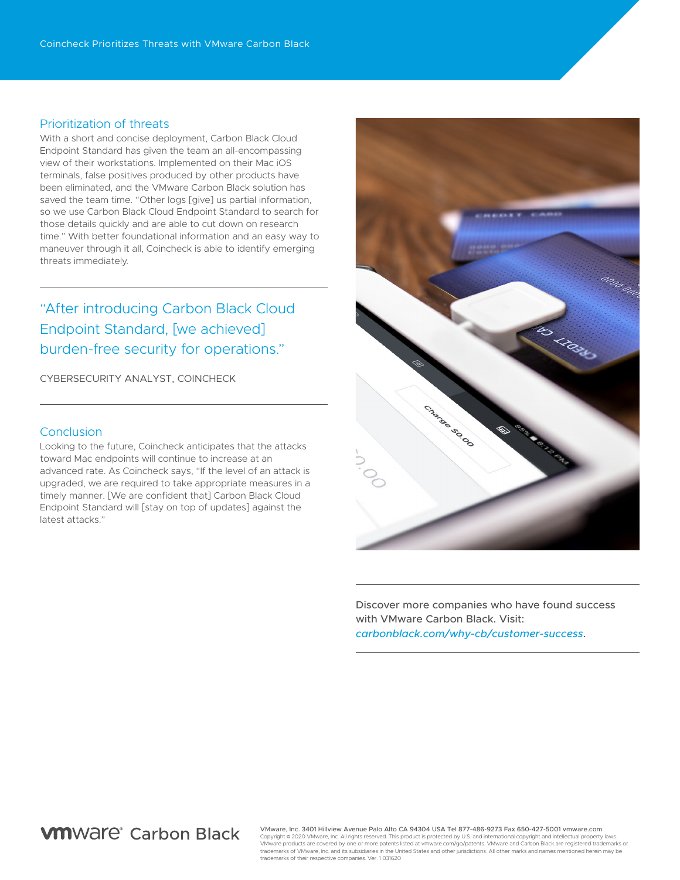## Prioritization of threats

With a short and concise deployment, Carbon Black Cloud Endpoint Standard has given the team an all-encompassing view of their workstations. Implemented on their Mac iOS terminals, false positives produced by other products have been eliminated, and the VMware Carbon Black solution has saved the team time. "Other logs [give] us partial information, so we use Carbon Black Cloud Endpoint Standard to search for those details quickly and are able to cut down on research time." With better foundational information and an easy way to maneuver through it all, Coincheck is able to identify emerging threats immediately.

> "After introducing Carbon Black Cloud Endpoint Standard, [we achieved] burden-free security for operations."
>
> CYBERSECURITY ANALYST, COINCHECK

## Conclusion

Looking to the future, Coincheck anticipates that the attacks toward Mac endpoints will continue to increase at an advanced rate. As Coincheck says, "If the level of an attack is upgraded, we are required to take appropriate measures in a timely manner. [We are confident that] Carbon Black Cloud Endpoint Standard will [stay on top of updates] against the latest attacks."

Discover more companies who have found success with VMware Carbon Black. Visit: *carbonblack.com/why-cb/customer-success*.

vmware® Carbon Black

VMware, Inc. 3401 Hillview Avenue Palo Alto CA 94304 USA Tel 877-486-9273 Fax 650-427-5001 vmware.com
Copyright © 2020 VMware, Inc. All rights reserved. This product is protected by U.S. and international copyright and intellectual property laws. VMware products are covered by one or more patents listed at vmware.com/go/patents. VMware and Carbon Black are registered trademarks or trademarks of VMware, Inc. and its subsidiaries in the United States and other jurisdictions. All other marks and names mentioned herein may be trademarks of their respective companies. Ver. 1 031620